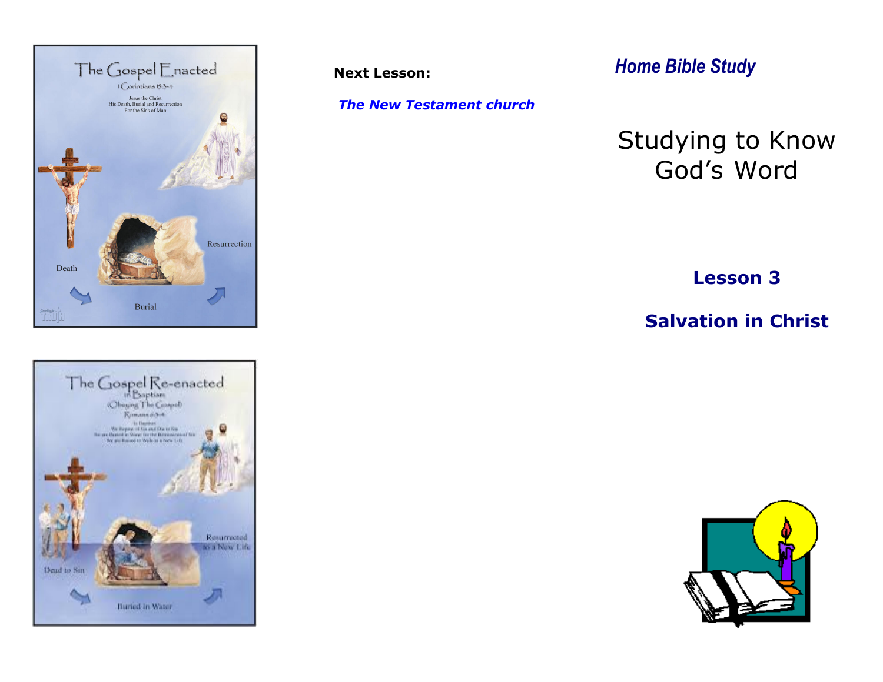The Gospel Enacted

1 Corinthians 15:3-4

Jesus the Christ
His Death, Burial and Resurrection
For the Sins of Man

Death

Burial

Resurrection

The Gospel Re-enacted in Baptism

(Obeying The Gospel)

Romans 6:3-4

Dead to Sin

Buried in Water

Resurrected to a New Life

**Next Lesson:**

***The New Testament church***

## *Home Bible Study*

# Studying to Know God's Word

## Lesson 3

## Salvation in Christ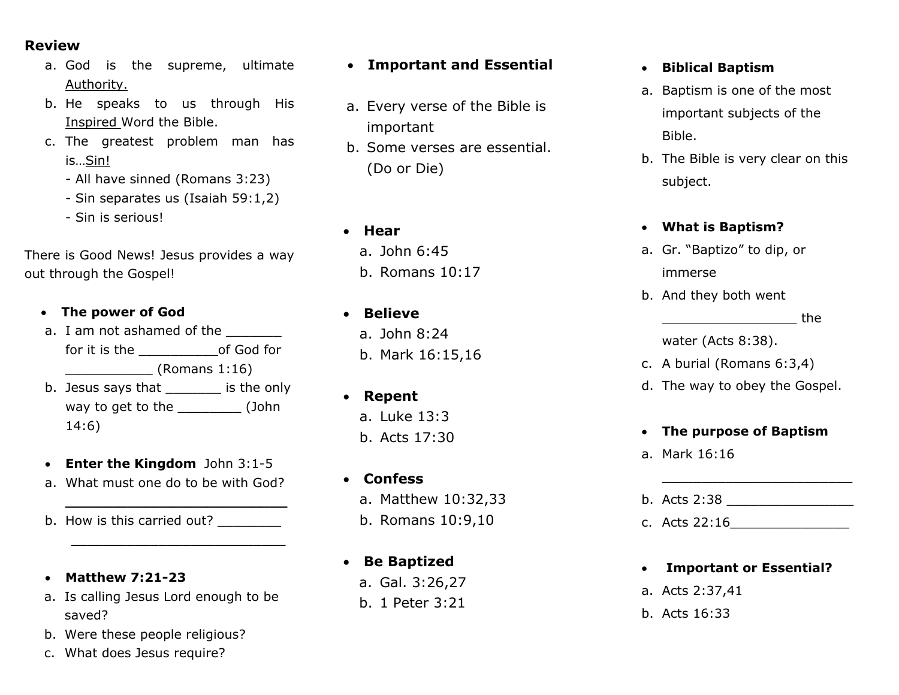**Review**

a. God is the supreme, ultimate Authority.
b. He speaks to us through His Inspired Word the Bible.
c. The greatest problem man has is…Sin!
   - All have sinned (Romans 3:23)
   - Sin separates us (Isaiah 59:1,2)
   - Sin is serious!

There is Good News! Jesus provides a way out through the Gospel!

- **The power of God**

a. I am not ashamed of the _______ for it is the __________of God for ___________ (Romans 1:16)
b. Jesus says that _______ is the only way to get to the ________ (John 14:6)

- **Enter the Kingdom** John 3:1-5

a. What must one do to be with God? ___________________________
b. How is this carried out? ________ ___________________________

- **Matthew 7:21-23**

a. Is calling Jesus Lord enough to be saved?
b. Were these people religious?
c. What does Jesus require?

- **Important and Essential**

a. Every verse of the Bible is important
b. Some verses are essential. (Do or Die)

- **Hear**

a. John 6:45
b. Romans 10:17

- **Believe**

a. John 8:24
b. Mark 16:15,16

- **Repent**

a. Luke 13:3
b. Acts 17:30

- **Confess**

a. Matthew 10:32,33
b. Romans 10:9,10

- **Be Baptized**

a. Gal. 3:26,27
b. 1 Peter 3:21

- **Biblical Baptism**

a. Baptism is one of the most important subjects of the Bible.
b. The Bible is very clear on this subject.

- **What is Baptism?**

a. Gr. "Baptizo" to dip, or immerse
b. And they both went _________________ the water (Acts 8:38).
c. A burial (Romans 6:3,4)
d. The way to obey the Gospel.

- **The purpose of Baptism**

a. Mark 16:16 ________________________
b. Acts 2:38 ________________
c. Acts 22:16_______________

- **Important or Essential?**

a. Acts 2:37,41
b. Acts 16:33